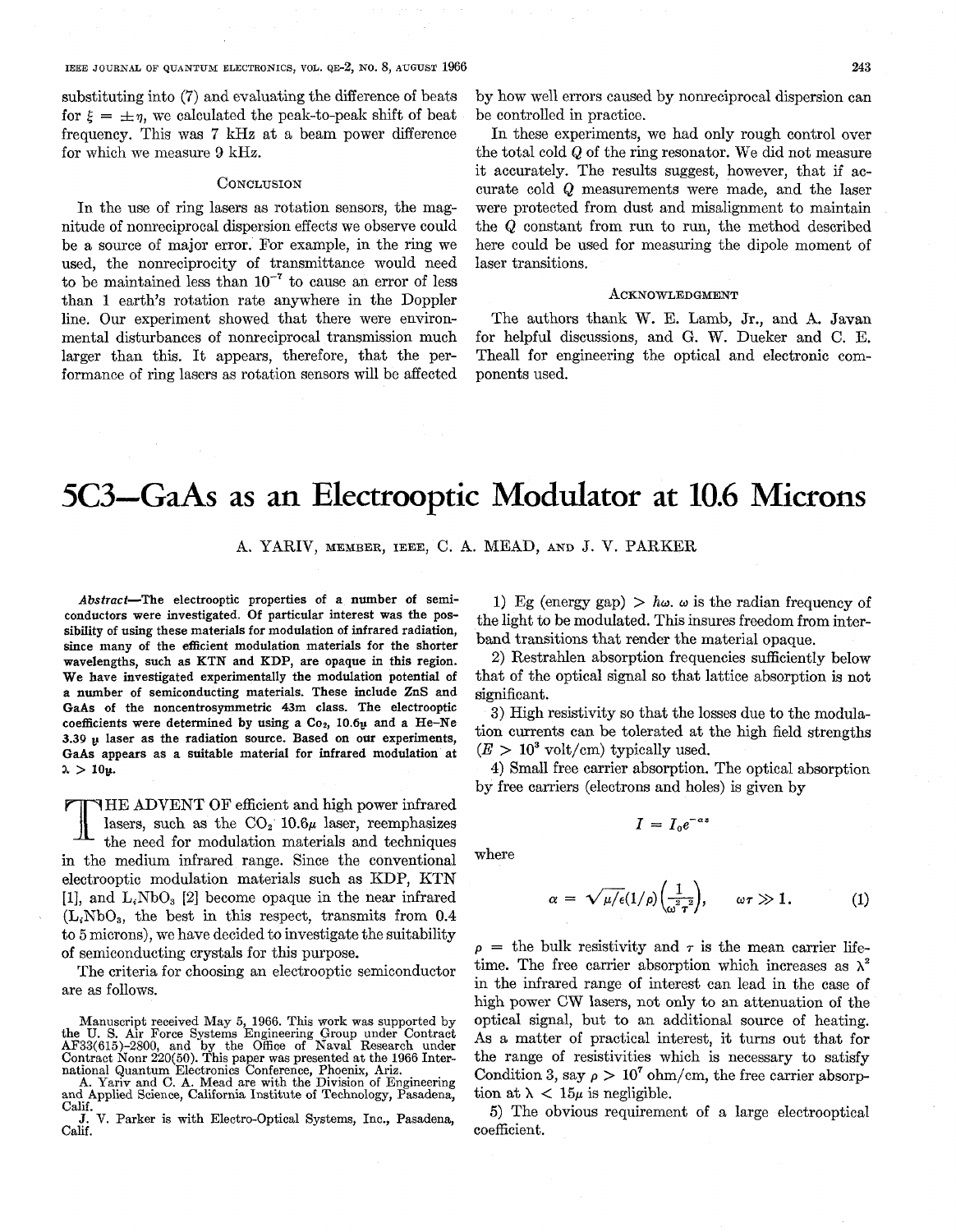substituting into (7) and evaluating the difference of beats for $\xi = \pm\eta$, we calculated the peak-to-peak shift of beat frequency. This was 7 kHz at a beam power difference for which we measure 9 kHz.

## Conclusion

In the use of ring lasers as rotation sensors, the magnitude of nonreciprocal dispersion effects we observe could be a source of major error. For example, in the ring we used, the nonreciprocity of transmittance would need to be maintained less than $10^{-7}$ to cause an error of less than 1 earth's rotation rate anywhere in the Doppler line. Our experiment showed that there were environmental disturbances of nonreciprocal transmission much larger than this. It appears, therefore, that the performance of ring lasers as rotation sensors will be affected by how well errors caused by nonreciprocal dispersion can be controlled in practice.

In these experiments, we had only rough control over the total cold $Q$ of the ring resonator. We did not measure it accurately. The results suggest, however, that if accurate cold $Q$ measurements were made, and the laser were protected from dust and misalignment to maintain the $Q$ constant from run to run, the method described here could be used for measuring the dipole moment of laser transitions.

## Acknowledgment

The authors thank W. E. Lamb, Jr., and A. Javan for helpful discussions, and G. W. Dueker and C. E. Theall for engineering the optical and electronic components used.

# 5C3—GaAs as an Electrooptic Modulator at 10.6 Microns

A. YARIV, MEMBER, IEEE, C. A. MEAD, AND J. V. PARKER

***Abstract*—The electrooptic properties of a number of semiconductors were investigated. Of particular interest was the possibility of using these materials for modulation of infrared radiation, since many of the efficient modulation materials for the shorter wavelengths, such as KTN and KDP, are opaque in this region. We have investigated experimentally the modulation potential of a number of semiconducting materials. These include ZnS and GaAs of the noncentrosymmetric 43m class. The electrooptic coefficients were determined by using a $Co_2$, 10.6μ and a He-Ne 3.39 μ laser as the radiation source. Based on our experiments, GaAs appears as a suitable material for infrared modulation at $\lambda > 10\mu$.**

The advent of efficient and high power infrared lasers, such as the $CO_2$ 10.6μ laser, reemphasizes the need for modulation materials and techniques in the medium infrared range. Since the conventional electrooptic modulation materials such as KDP, KTN [1], and $L_iNbO_3$ [2] become opaque in the near infrared ($L_iNbO_3$, the best in this respect, transmits from 0.4 to 5 microns), we have decided to investigate the suitability of semiconducting crystals for this purpose.

The criteria for choosing an electrooptic semiconductor are as follows.

1) Eg (energy gap) $> \hbar\omega$. $\omega$ is the radian frequency of the light to be modulated. This insures freedom from interband transitions that render the material opaque.

2) Restrahlen absorption frequencies sufficiently below that of the optical signal so that lattice absorption is not significant.

3) High resistivity so that the losses due to the modulation currents can be tolerated at the high field strengths ($E > 10^3$ volt/cm) typically used.

4) Small free carrier absorption. The optical absorption by free carriers (electrons and holes) is given by

$$I = I_0 e^{-\alpha z}$$

where

$$\alpha = \sqrt{\mu/\epsilon}(1/\rho)\left(\frac{1}{\omega^2\tau^2}\right), \qquad \omega\tau \gg 1. \tag{1}$$

$\rho$ = the bulk resistivity and $\tau$ is the mean carrier lifetime. The free carrier absorption which increases as $\lambda^2$ in the infrared range of interest can lead in the case of high power CW lasers, not only to an attenuation of the optical signal, but to an additional source of heating. As a matter of practical interest, it turns out that for the range of resistivities which is necessary to satisfy Condition 3, say $\rho > 10^7$ ohm/cm, the free carrier absorption at $\lambda < 15\mu$ is negligible.

5) The obvious requirement of a large electrooptical coefficient.

Manuscript received May 5, 1966. This work was supported by the U. S. Air Force Systems Engineering Group under Contract AF33(615)-2800, and by the Office of Naval Research under Contract Nonr 220(50). This paper was presented at the 1966 International Quantum Electronics Conference, Phoenix, Ariz.

A. Yariv and C. A. Mead are with the Division of Engineering and Applied Science, California Institute of Technology, Pasadena, Calif.

J. V. Parker is with Electro-Optical Systems, Inc., Pasadena, Calif.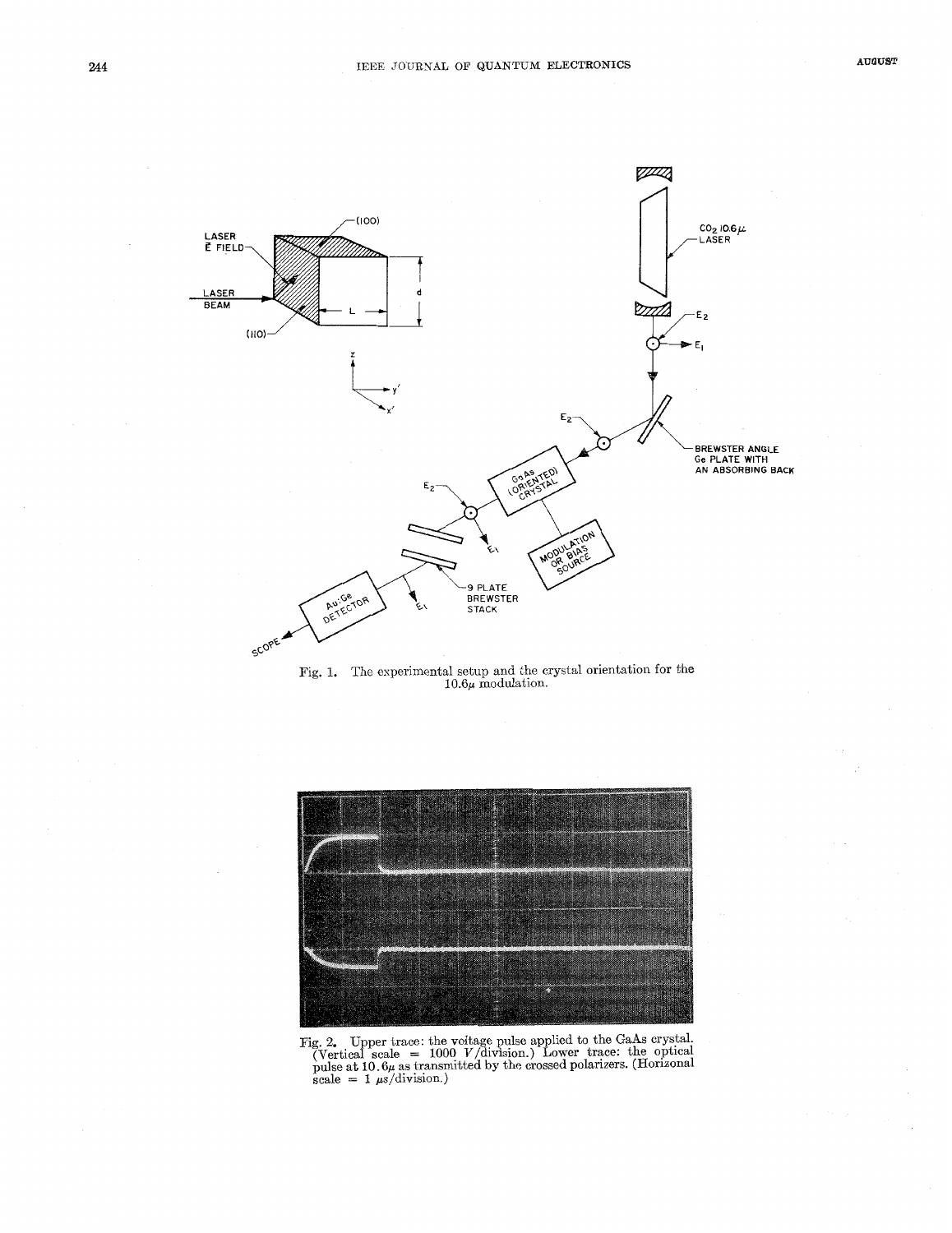Fig. 1. The experimental setup and the crystal orientation for the $10.6\mu$ modulation.

Fig. 2. Upper trace: the voltage pulse applied to the GaAs crystal. (Vertical scale = 1000 V/division.) Lower trace: the optical pulse at $10.6\mu$ as transmitted by the crossed polarizers. (Horizontal scale = 1 $\mu$s/division.)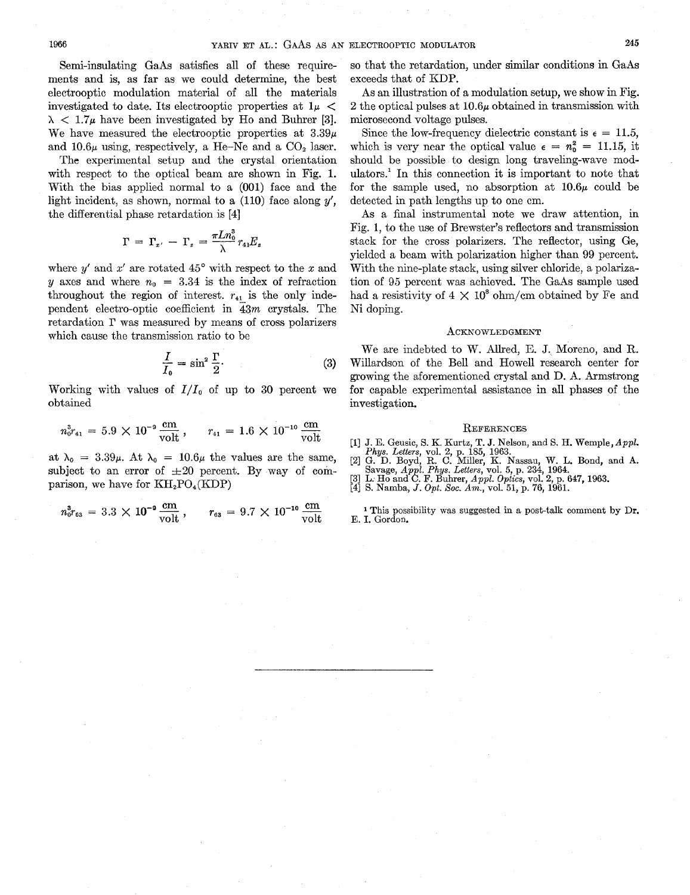Semi-insulating GaAs satisfies all of these requirements and is, as far as we could determine, the best electrooptic modulation material of all the materials investigated to date. Its electrooptic properties at $1\mu < \lambda < 1.7\mu$ have been investigated by Ho and Buhrer [3]. We have measured the electrooptic properties at $3.39\mu$ and $10.6\mu$ using, respectively, a He–Ne and a $CO_2$ laser.

The experimental setup and the crystal orientation with respect to the optical beam are shown in Fig. 1. With the bias applied normal to a (001) face and the light incident, as shown, normal to a (110) face along $y'$, the differential phase retardation is [4]

$$\Gamma = \Gamma_{x'} - \Gamma_z = \frac{\pi L n_0^3}{\lambda} r_{41} E_z$$

where $y'$ and $x'$ are rotated 45° with respect to the $x$ and $y$ axes and where $n_0 = 3.34$ is the index of refraction throughout the region of interest. $r_{41}$ is the only independent electro-optic coefficient in $\bar{4}3m$ crystals. The retardation $\Gamma$ was measured by means of cross polarizers which cause the transmission ratio to be

$$\frac{I}{I_0} = \sin^2 \frac{\Gamma}{2}. \tag{3}$$

Working with values of $I/I_0$ of up to 30 percent we obtained

$$n_0^3 r_{41} = 5.9 \times 10^{-9} \frac{\text{cm}}{\text{volt}}, \qquad r_{41} = 1.6 \times 10^{-10} \frac{\text{cm}}{\text{volt}}$$

at $\lambda_0 = 3.39\mu$. At $\lambda_0 = 10.6\mu$ the values are the same, subject to an error of $\pm 20$ percent. By way of comparison, we have for $KH_2PO_4$(KDP)

$$n_0^3 r_{63} = 3.3 \times 10^{-9} \frac{\text{cm}}{\text{volt}}, \qquad r_{63} = 9.7 \times 10^{-10} \frac{\text{cm}}{\text{volt}}$$

so that the retardation, under similar conditions in GaAs exceeds that of KDP.

As an illustration of a modulation setup, we show in Fig. 2 the optical pulses at $10.6\mu$ obtained in transmission with microsecond voltage pulses.

Since the low-frequency dielectric constant is $\epsilon = 11.5$, which is very near the optical value $\epsilon = n_0^2 = 11.15$, it should be possible to design long traveling-wave modulators.[1] In this connection it is important to note that for the sample used, no absorption at $10.6\mu$ could be detected in path lengths up to one cm.

As a final instrumental note we draw attention, in Fig. 1, to the use of Brewster's reflectors and transmission stack for the cross polarizers. The reflector, using Ge, yielded a beam with polarization higher than 99 percent. With the nine-plate stack, using silver chloride, a polarization of 95 percent was achieved. The GaAs sample used had a resistivity of $4 \times 10^8$ ohm/cm obtained by Fe and Ni doping.

## Acknowledgment

We are indebted to W. Allred, E. J. Moreno, and R. Willardson of the Bell and Howell research center for growing the aforementioned crystal and D. A. Armstrong for capable experimental assistance in all phases of the investigation.

## References

[1] J. E. Geusic, S. K. Kurtz, T. J. Nelson, and S. H. Wemple, *Appl. Phys. Letters*, vol. 2, p. 185, 1963.
[2] G. D. Boyd, R. C. Miller, K. Nassau, W. L. Bond, and A. Savage, *Appl. Phys. Letters*, vol. 5, p. 234, 1964.
[3] L. Ho and C. F. Buhrer, *Appl. Optics*, vol. 2, p. 647, 1963.
[4] S. Namba, *J. Opt. Soc. Am.*, vol. 51, p. 76, 1961.

[1] This possibility was suggested in a post-talk comment by Dr. E. I. Gordon.